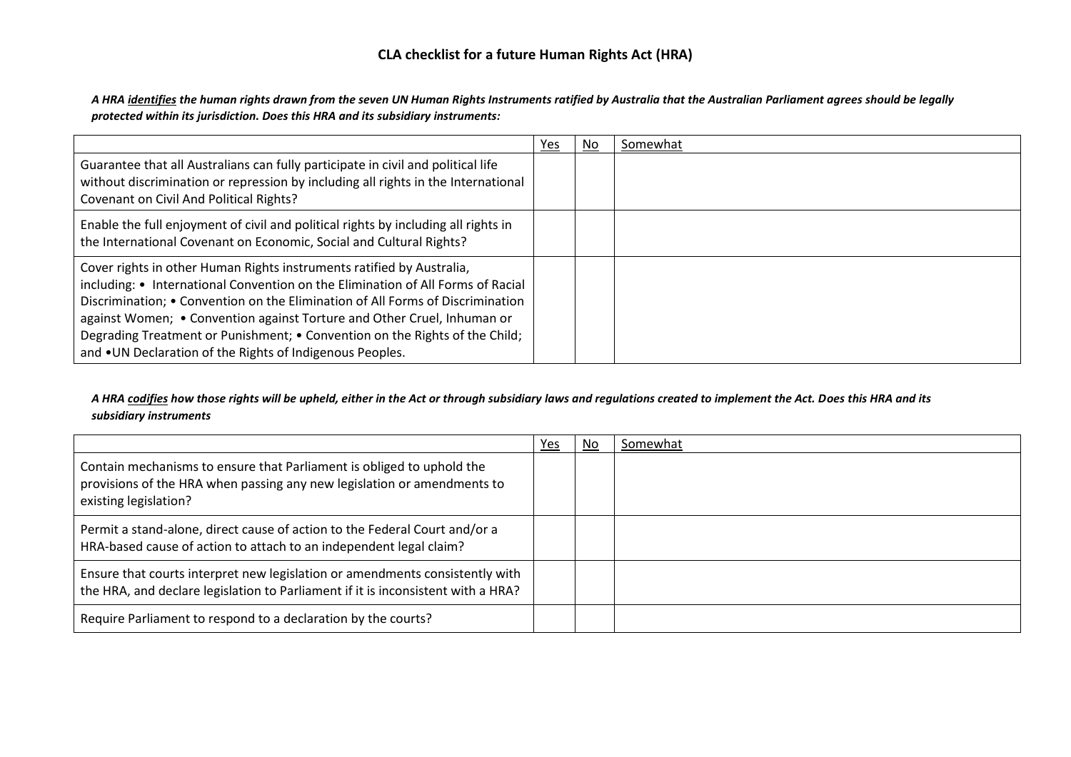# CLA checklist for a future Human Rights Act (HRA)

***A HRA <u>identifies</u> the human rights drawn from the seven UN Human Rights Instruments ratified by Australia that the Australian Parliament agrees should be legally protected within its jurisdiction. Does this HRA and its subsidiary instruments:***

| | <u>Yes</u> | <u>No</u> | <u>Somewhat</u> |
|---|---|---|---|
| Guarantee that all Australians can fully participate in civil and political life without discrimination or repression by including all rights in the International Covenant on Civil And Political Rights? | | | |
| Enable the full enjoyment of civil and political rights by including all rights in the International Covenant on Economic, Social and Cultural Rights? | | | |
| Cover rights in other Human Rights instruments ratified by Australia, including: • International Convention on the Elimination of All Forms of Racial Discrimination; • Convention on the Elimination of All Forms of Discrimination against Women; • Convention against Torture and Other Cruel, Inhuman or Degrading Treatment or Punishment; • Convention on the Rights of the Child; and •UN Declaration of the Rights of Indigenous Peoples. | | | |

***A HRA <u>codifies</u> how those rights will be upheld, either in the Act or through subsidiary laws and regulations created to implement the Act. Does this HRA and its subsidiary instruments***

| | <u>Yes</u> | <u>No</u> | <u>Somewhat</u> |
|---|---|---|---|
| Contain mechanisms to ensure that Parliament is obliged to uphold the provisions of the HRA when passing any new legislation or amendments to existing legislation? | | | |
| Permit a stand-alone, direct cause of action to the Federal Court and/or a HRA-based cause of action to attach to an independent legal claim? | | | |
| Ensure that courts interpret new legislation or amendments consistently with the HRA, and declare legislation to Parliament if it is inconsistent with a HRA? | | | |
| Require Parliament to respond to a declaration by the courts? | | | |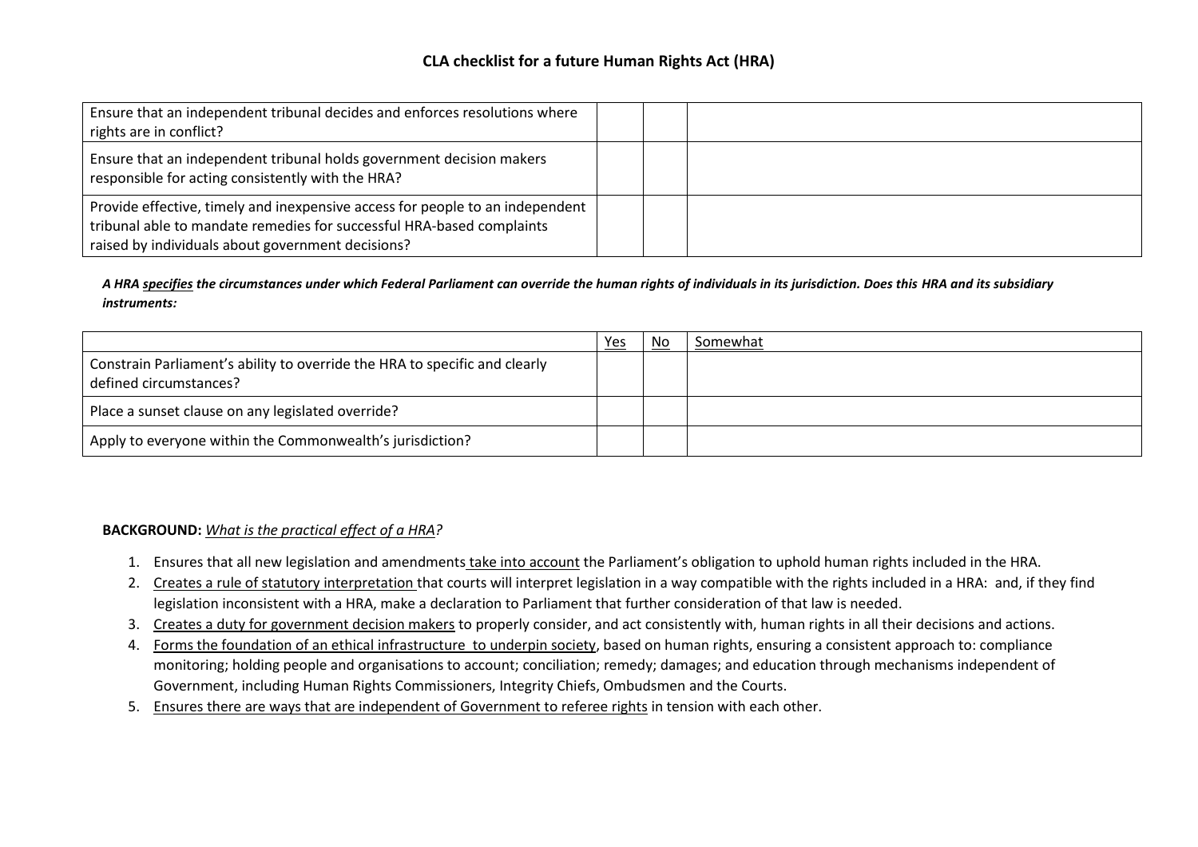# CLA checklist for a future Human Rights Act (HRA)

| | | | |
|---|---|---|---|
| Ensure that an independent tribunal decides and enforces resolutions where rights are in conflict? | | | |
| Ensure that an independent tribunal holds government decision makers responsible for acting consistently with the HRA? | | | |
| Provide effective, timely and inexpensive access for people to an independent tribunal able to mandate remedies for successful HRA-based complaints raised by individuals about government decisions? | | | |

***A HRA specifies the circumstances under which Federal Parliament can override the human rights of individuals in its jurisdiction. Does this HRA and its subsidiary instruments:***

| | Yes | No | Somewhat |
|---|---|---|---|
| Constrain Parliament's ability to override the HRA to specific and clearly defined circumstances? | | | |
| Place a sunset clause on any legislated override? | | | |
| Apply to everyone within the Commonwealth's jurisdiction? | | | |

**BACKGROUND:** *What is the practical effect of a HRA?*

1. Ensures that all new legislation and amendments take into account the Parliament's obligation to uphold human rights included in the HRA.
2. Creates a rule of statutory interpretation that courts will interpret legislation in a way compatible with the rights included in a HRA: and, if they find legislation inconsistent with a HRA, make a declaration to Parliament that further consideration of that law is needed.
3. Creates a duty for government decision makers to properly consider, and act consistently with, human rights in all their decisions and actions.
4. Forms the foundation of an ethical infrastructure to underpin society, based on human rights, ensuring a consistent approach to: compliance monitoring; holding people and organisations to account; conciliation; remedy; damages; and education through mechanisms independent of Government, including Human Rights Commissioners, Integrity Chiefs, Ombudsmen and the Courts.
5. Ensures there are ways that are independent of Government to referee rights in tension with each other.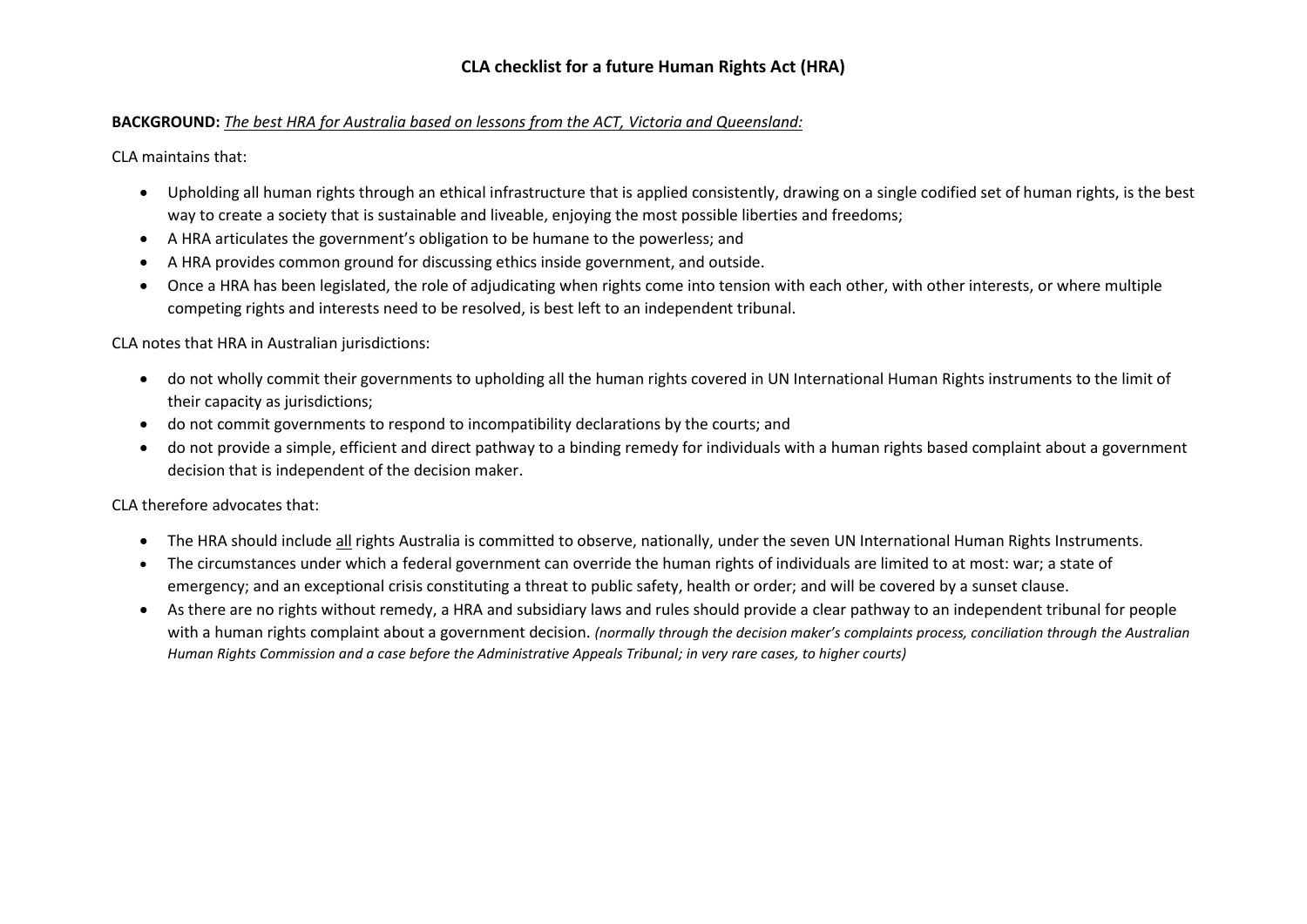# CLA checklist for a future Human Rights Act (HRA)

**BACKGROUND:** *The best HRA for Australia based on lessons from the ACT, Victoria and Queensland:*

CLA maintains that:

- Upholding all human rights through an ethical infrastructure that is applied consistently, drawing on a single codified set of human rights, is the best way to create a society that is sustainable and liveable, enjoying the most possible liberties and freedoms;
- A HRA articulates the government's obligation to be humane to the powerless; and
- A HRA provides common ground for discussing ethics inside government, and outside.
- Once a HRA has been legislated, the role of adjudicating when rights come into tension with each other, with other interests, or where multiple competing rights and interests need to be resolved, is best left to an independent tribunal.

CLA notes that HRA in Australian jurisdictions:

- do not wholly commit their governments to upholding all the human rights covered in UN International Human Rights instruments to the limit of their capacity as jurisdictions;
- do not commit governments to respond to incompatibility declarations by the courts; and
- do not provide a simple, efficient and direct pathway to a binding remedy for individuals with a human rights based complaint about a government decision that is independent of the decision maker.

CLA therefore advocates that:

- The HRA should include all rights Australia is committed to observe, nationally, under the seven UN International Human Rights Instruments.
- The circumstances under which a federal government can override the human rights of individuals are limited to at most: war; a state of emergency; and an exceptional crisis constituting a threat to public safety, health or order; and will be covered by a sunset clause.
- As there are no rights without remedy, a HRA and subsidiary laws and rules should provide a clear pathway to an independent tribunal for people with a human rights complaint about a government decision. *(normally through the decision maker's complaints process, conciliation through the Australian Human Rights Commission and a case before the Administrative Appeals Tribunal; in very rare cases, to higher courts)*